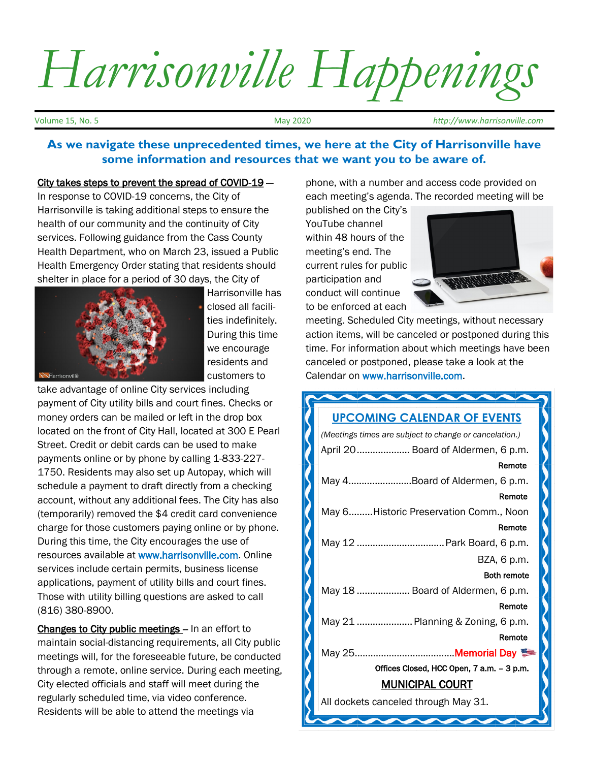# Harrisonville Happenings

Volume 15, No. 5 May 2020 http://www.harrisonville.com

**As we navigate these unprecedented times, we here at the City of Harrisonville have some information and resources that we want you to be aware of.**

**City takes steps to prevent the spread of COVID-19** — In response to COVID-19 concerns, the City of Harrisonville is taking additional steps to ensure the health of our community and the continuity of City services. Following guidance from the Cass County Health Department, who on March 23, issued a Public Health Emergency Order stating that residents should shelter in place for a period of 30 days, the City of Harrisonville has closed all facilities indefinitely. During this time we encourage residents and customers to take advantage of online City services including payment of City utility bills and court fines. Checks or money orders can be mailed or left in the drop box located on the front of City Hall, located at 300 E Pearl Street. Credit or debit cards can be used to make payments online or by phone by calling 1-833-227-1750. Residents may also set up Autopay, which will schedule a payment to draft directly from a checking account, without any additional fees. The City has also (temporarily) removed the $4 credit card convenience charge for those customers paying online or by phone. During this time, the City encourages the use of resources available at www.harrisonville.com. Online services include certain permits, business license applications, payment of utility bills and court fines. Those with utility billing questions are asked to call (816) 380-8900.

**Changes to City public meetings** – In an effort to maintain social-distancing requirements, all City public meetings will, for the foreseeable future, be conducted through a remote, online service. During each meeting, City elected officials and staff will meet during the regularly scheduled time, via video conference. Residents will be able to attend the meetings via phone, with a number and access code provided on each meeting's agenda. The recorded meeting will be published on the City's YouTube channel within 48 hours of the meeting's end. The current rules for public participation and conduct will continue to be enforced at each meeting. Scheduled City meetings, without necessary action items, will be canceled or postponed during this time. For information about which meetings have been canceled or postponed, please take a look at the Calendar on www.harrisonville.com.

## UPCOMING CALENDAR OF EVENTS

*(Meetings times are subject to change or cancelation.)*

April 20 .................... Board of Aldermen, 6 p.m.
Remote

May 4 ........................ Board of Aldermen, 6 p.m.
Remote

May 6 ......... Historic Preservation Comm., Noon
Remote

May 12 ................................ Park Board, 6 p.m.
BZA, 6 p.m.
Both remote

May 18 .................... Board of Aldermen, 6 p.m.
Remote

May 21 ..................... Planning & Zoning, 6 p.m.
Remote

May 25 ..................................... Memorial Day
Offices Closed, HCC Open, 7 a.m. – 3 p.m.

### MUNICIPAL COURT

All dockets canceled through May 31.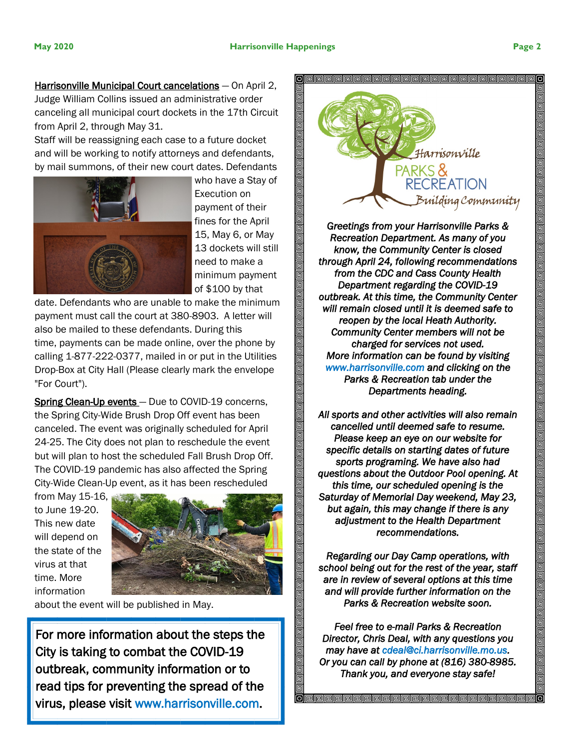**Harrisonville Municipal Court cancelations** — On April 2, Judge William Collins issued an administrative order canceling all municipal court dockets in the 17th Circuit from April 2, through May 31.

Staff will be reassigning each case to a future docket and will be working to notify attorneys and defendants, by mail summons, of their new court dates. Defendants who have a Stay of Execution on payment of their fines for the April 15, May 6, or May 13 dockets will still need to make a minimum payment of $100 by that date. Defendants who are unable to make the minimum payment must call the court at 380-8903. A letter will also be mailed to these defendants. During this time, payments can be made online, over the phone by calling 1-877-222-0377, mailed in or put in the Utilities Drop-Box at City Hall (Please clearly mark the envelope "For Court").

**Spring Clean-Up events** — Due to COVID-19 concerns, the Spring City-Wide Brush Drop Off event has been canceled. The event was originally scheduled for April 24-25. The City does not plan to reschedule the event but will plan to host the scheduled Fall Brush Drop Off. The COVID-19 pandemic has also affected the Spring City-Wide Clean-Up event, as it has been rescheduled from May 15-16, to June 19-20. This new date will depend on the state of the virus at that time. More information about the event will be published in May.

For more information about the steps the City is taking to combat the COVID-19 outbreak, community information or to read tips for preventing the spread of the virus, please visit www.harrisonville.com.

Harrisonville PARKS & RECREATION Building Community

*Greetings from your Harrisonville Parks & Recreation Department. As many of you know, the Community Center is closed through April 24, following recommendations from the CDC and Cass County Health Department regarding the COVID-19 outbreak. At this time, the Community Center will remain closed until it is deemed safe to reopen by the local Heath Authority. Community Center members will not be charged for services not used. More information can be found by visiting www.harrisonville.com and clicking on the Parks & Recreation tab under the Departments heading.*

*All sports and other activities will also remain cancelled until deemed safe to resume. Please keep an eye on our website for specific details on starting dates of future sports programing. We have also had questions about the Outdoor Pool opening. At this time, our scheduled opening is the Saturday of Memorial Day weekend, May 23, but again, this may change if there is any adjustment to the Health Department recommendations.*

*Regarding our Day Camp operations, with school being out for the rest of the year, staff are in review of several options at this time and will provide further information on the Parks & Recreation website soon.*

*Feel free to e-mail Parks & Recreation Director, Chris Deal, with any questions you may have at cdeal@ci.harrisonville.mo.us. Or you can call by phone at (816) 380-8985. Thank you, and everyone stay safe!*